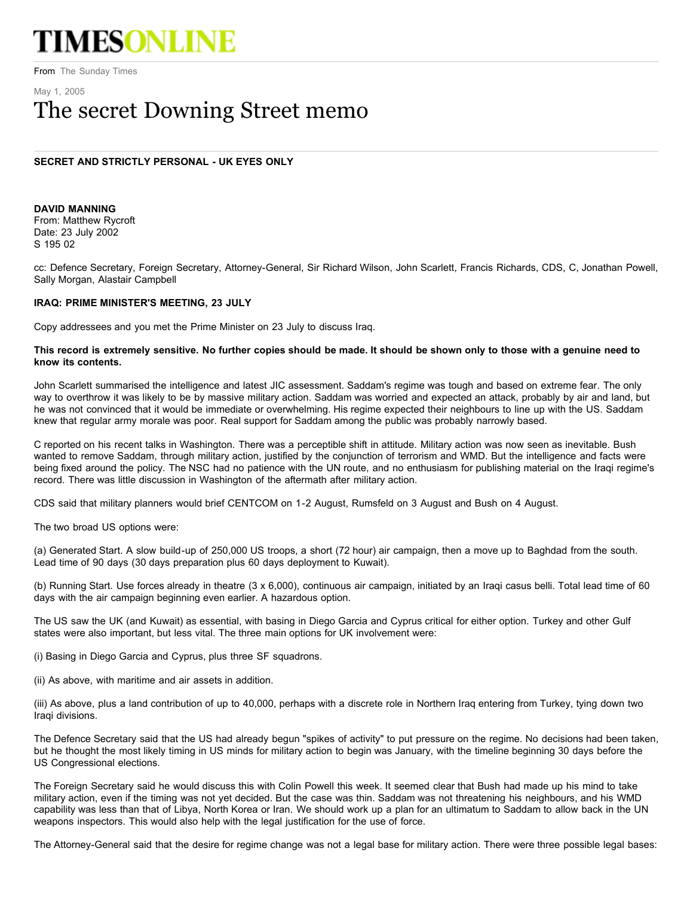# TIMESONLINE

From The Sunday Times

May 1, 2005

# The secret Downing Street memo

**SECRET AND STRICTLY PERSONAL - UK EYES ONLY**

**DAVID MANNING**
From: Matthew Rycroft
Date: 23 July 2002
S 195 02

cc: Defence Secretary, Foreign Secretary, Attorney-General, Sir Richard Wilson, John Scarlett, Francis Richards, CDS, C, Jonathan Powell, Sally Morgan, Alastair Campbell

**IRAQ: PRIME MINISTER'S MEETING, 23 JULY**

Copy addressees and you met the Prime Minister on 23 July to discuss Iraq.

**This record is extremely sensitive. No further copies should be made. It should be shown only to those with a genuine need to know its contents.**

John Scarlett summarised the intelligence and latest JIC assessment. Saddam's regime was tough and based on extreme fear. The only way to overthrow it was likely to be by massive military action. Saddam was worried and expected an attack, probably by air and land, but he was not convinced that it would be immediate or overwhelming. His regime expected their neighbours to line up with the US. Saddam knew that regular army morale was poor. Real support for Saddam among the public was probably narrowly based.

C reported on his recent talks in Washington. There was a perceptible shift in attitude. Military action was now seen as inevitable. Bush wanted to remove Saddam, through military action, justified by the conjunction of terrorism and WMD. But the intelligence and facts were being fixed around the policy. The NSC had no patience with the UN route, and no enthusiasm for publishing material on the Iraqi regime's record. There was little discussion in Washington of the aftermath after military action.

CDS said that military planners would brief CENTCOM on 1-2 August, Rumsfeld on 3 August and Bush on 4 August.

The two broad US options were:

(a) Generated Start. A slow build-up of 250,000 US troops, a short (72 hour) air campaign, then a move up to Baghdad from the south. Lead time of 90 days (30 days preparation plus 60 days deployment to Kuwait).

(b) Running Start. Use forces already in theatre (3 x 6,000), continuous air campaign, initiated by an Iraqi casus belli. Total lead time of 60 days with the air campaign beginning even earlier. A hazardous option.

The US saw the UK (and Kuwait) as essential, with basing in Diego Garcia and Cyprus critical for either option. Turkey and other Gulf states were also important, but less vital. The three main options for UK involvement were:

(i) Basing in Diego Garcia and Cyprus, plus three SF squadrons.

(ii) As above, with maritime and air assets in addition.

(iii) As above, plus a land contribution of up to 40,000, perhaps with a discrete role in Northern Iraq entering from Turkey, tying down two Iraqi divisions.

The Defence Secretary said that the US had already begun "spikes of activity" to put pressure on the regime. No decisions had been taken, but he thought the most likely timing in US minds for military action to begin was January, with the timeline beginning 30 days before the US Congressional elections.

The Foreign Secretary said he would discuss this with Colin Powell this week. It seemed clear that Bush had made up his mind to take military action, even if the timing was not yet decided. But the case was thin. Saddam was not threatening his neighbours, and his WMD capability was less than that of Libya, North Korea or Iran. We should work up a plan for an ultimatum to Saddam to allow back in the UN weapons inspectors. This would also help with the legal justification for the use of force.

The Attorney-General said that the desire for regime change was not a legal base for military action. There were three possible legal bases: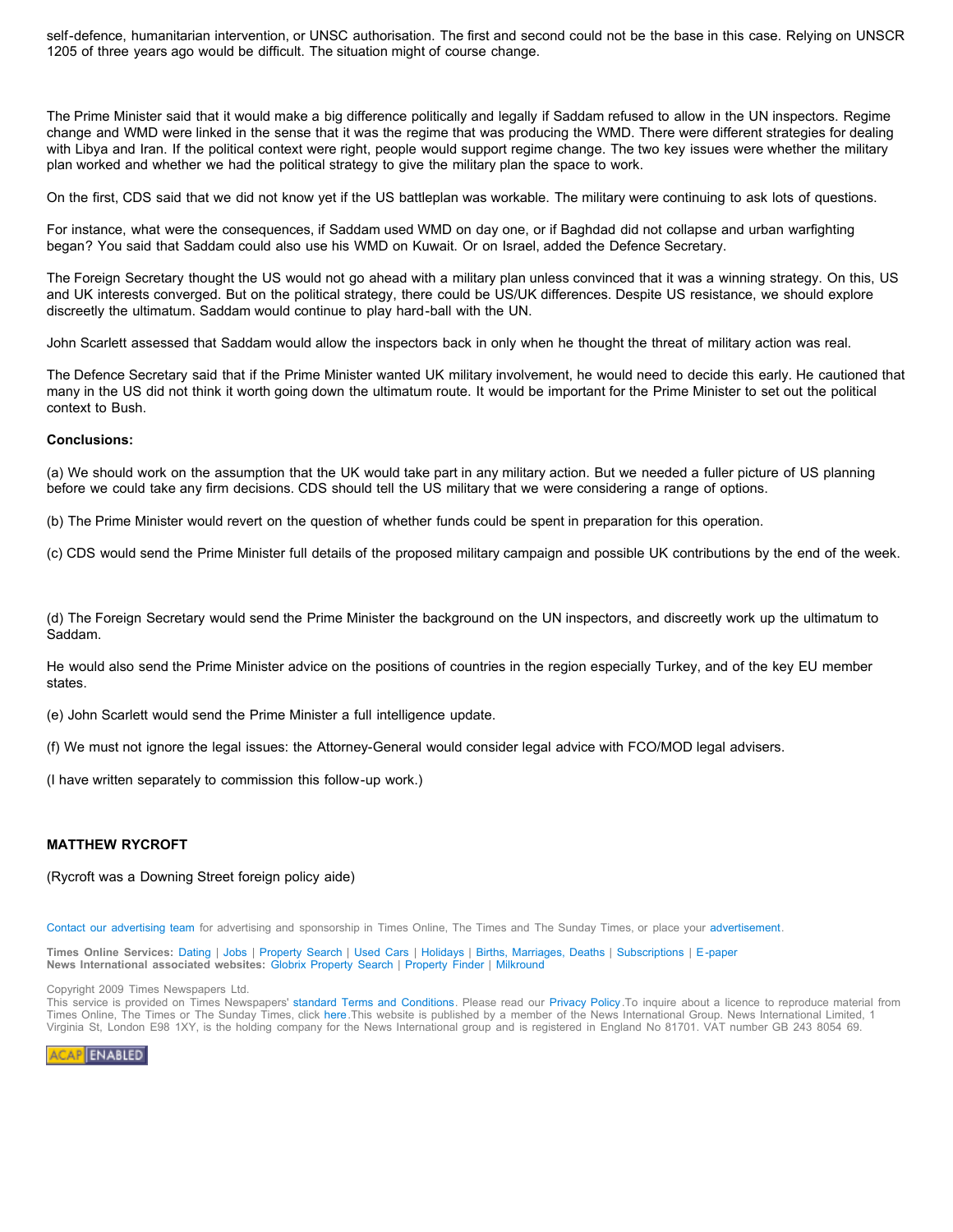self-defence, humanitarian intervention, or UNSC authorisation. The first and second could not be the base in this case. Relying on UNSCR 1205 of three years ago would be difficult. The situation might of course change.

The Prime Minister said that it would make a big difference politically and legally if Saddam refused to allow in the UN inspectors. Regime change and WMD were linked in the sense that it was the regime that was producing the WMD. There were different strategies for dealing with Libya and Iran. If the political context were right, people would support regime change. The two key issues were whether the military plan worked and whether we had the political strategy to give the military plan the space to work.

On the first, CDS said that we did not know yet if the US battleplan was workable. The military were continuing to ask lots of questions.

For instance, what were the consequences, if Saddam used WMD on day one, or if Baghdad did not collapse and urban warfighting began? You said that Saddam could also use his WMD on Kuwait. Or on Israel, added the Defence Secretary.

The Foreign Secretary thought the US would not go ahead with a military plan unless convinced that it was a winning strategy. On this, US and UK interests converged. But on the political strategy, there could be US/UK differences. Despite US resistance, we should explore discreetly the ultimatum. Saddam would continue to play hard-ball with the UN.

John Scarlett assessed that Saddam would allow the inspectors back in only when he thought the threat of military action was real.

The Defence Secretary said that if the Prime Minister wanted UK military involvement, he would need to decide this early. He cautioned that many in the US did not think it worth going down the ultimatum route. It would be important for the Prime Minister to set out the political context to Bush.

**Conclusions:**

(a) We should work on the assumption that the UK would take part in any military action. But we needed a fuller picture of US planning before we could take any firm decisions. CDS should tell the US military that we were considering a range of options.

(b) The Prime Minister would revert on the question of whether funds could be spent in preparation for this operation.

(c) CDS would send the Prime Minister full details of the proposed military campaign and possible UK contributions by the end of the week.

(d) The Foreign Secretary would send the Prime Minister the background on the UN inspectors, and discreetly work up the ultimatum to Saddam.

He would also send the Prime Minister advice on the positions of countries in the region especially Turkey, and of the key EU member states.

(e) John Scarlett would send the Prime Minister a full intelligence update.

(f) We must not ignore the legal issues: the Attorney-General would consider legal advice with FCO/MOD legal advisers.

(I have written separately to commission this follow-up work.)

**MATTHEW RYCROFT**

(Rycroft was a Downing Street foreign policy aide)

Contact our advertising team for advertising and sponsorship in Times Online, The Times and The Sunday Times, or place your advertisement.

**Times Online Services:** Dating | Jobs | Property Search | Used Cars | Holidays | Births, Marriages, Deaths | Subscriptions | E-paper
**News International associated websites:** Globrix Property Search | Property Finder | Milkround

Copyright 2009 Times Newspapers Ltd.
This service is provided on Times Newspapers' standard Terms and Conditions. Please read our Privacy Policy.To inquire about a licence to reproduce material from Times Online, The Times or The Sunday Times, click here.This website is published by a member of the News International Group. News International Limited, 1 Virginia St, London E98 1XY, is the holding company for the News International group and is registered in England No 81701. VAT number GB 243 8054 69.

ACAP ENABLED